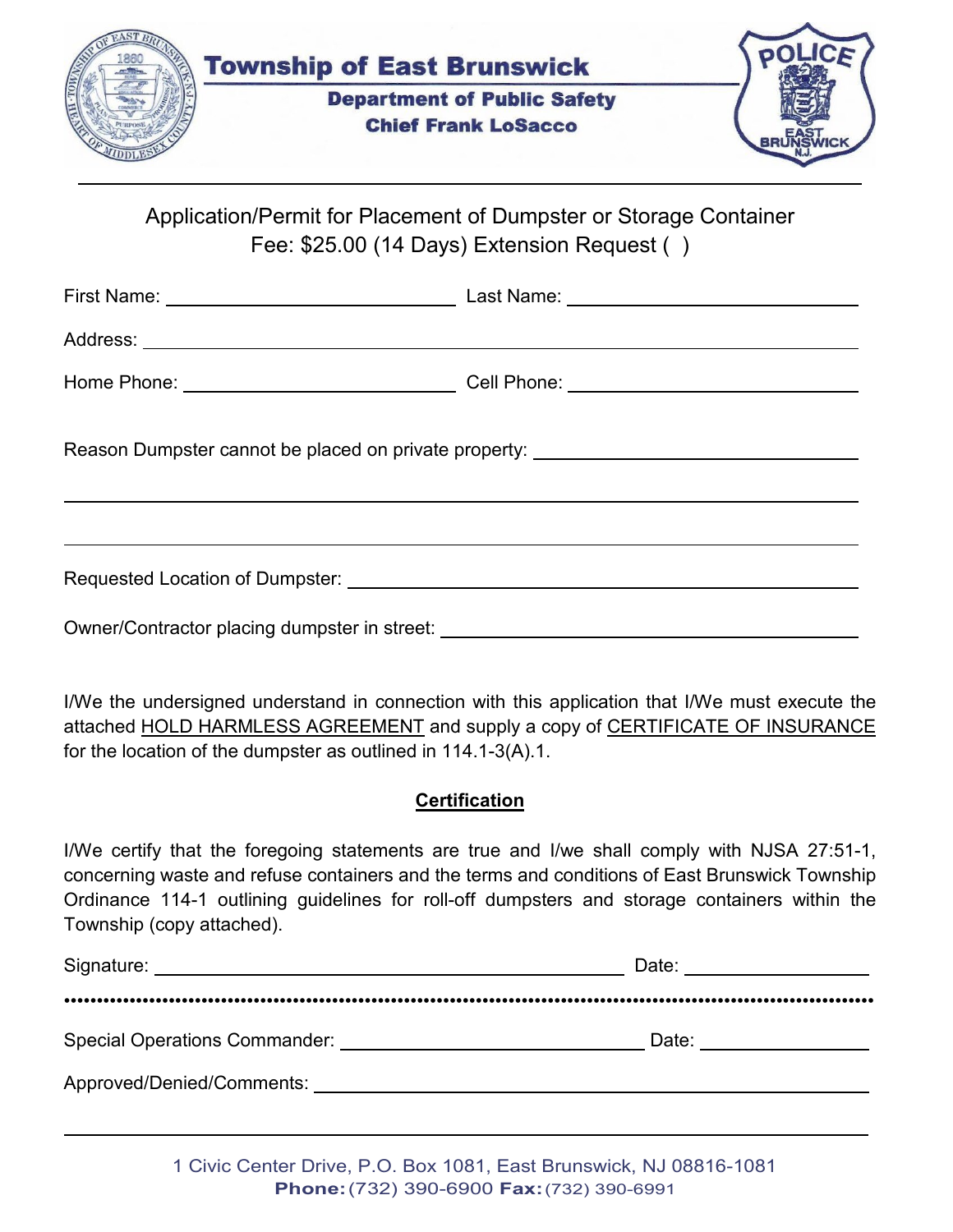# Township of East Brunswick

**Department of Public Safety**
**Chief Frank LoSacco**

POLICE
EAST BRUNSWICK N.J.

---

Application/Permit for Placement of Dumpster or Storage Container
Fee: $25.00 (14 Days) Extension Request ( )

First Name: ______________________ Last Name: ______________________

Address: ____________________________________________

Home Phone: ______________________ Cell Phone: ______________________

Reason Dumpster cannot be placed on private property: ______________________

____________________________________________

____________________________________________

Requested Location of Dumpster: ______________________________

Owner/Contractor placing dumpster in street: ______________________________

I/We the undersigned understand in connection with this application that I/We must execute the attached HOLD HARMLESS AGREEMENT and supply a copy of CERTIFICATE OF INSURANCE for the location of the dumpster as outlined in 114.1-3(A).1.

**Certification**

I/We certify that the foregoing statements are true and I/we shall comply with NJSA 27:51-1, concerning waste and refuse containers and the terms and conditions of East Brunswick Township Ordinance 114-1 outlining guidelines for roll-off dumpsters and storage containers within the Township (copy attached).

Signature: ______________________________ Date: ______________

••••••••••••••••••••••••••••••••••••••••••••••••••••••••••••••••••••••••••••••••

Special Operations Commander: ______________________ Date: ______________

Approved/Denied/Comments: ______________________________

____________________________________________

1 Civic Center Drive, P.O. Box 1081, East Brunswick, NJ 08816-1081
**Phone:** (732) 390-6900 **Fax:** (732) 390-6991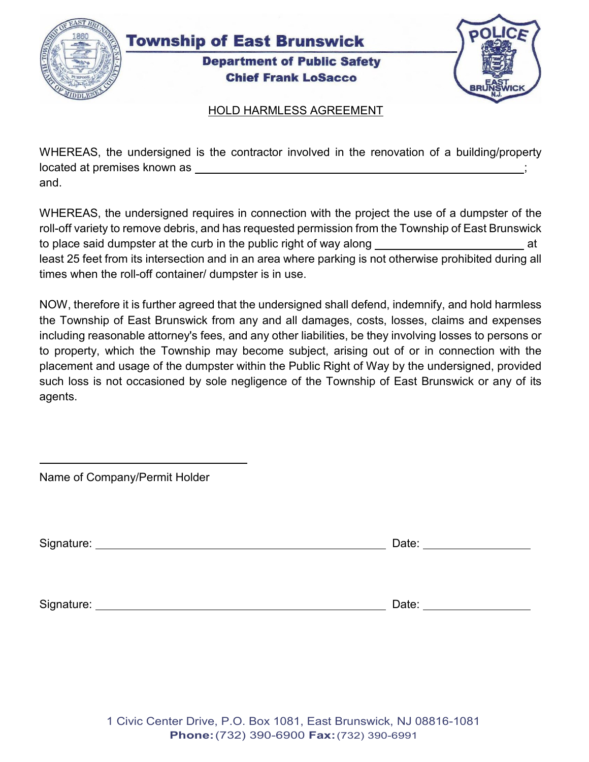# Township of East Brunswick

## Department of Public Safety

## Chief Frank LoSacco

### HOLD HARMLESS AGREEMENT

WHEREAS, the undersigned is the contractor involved in the renovation of a building/property located at premises known as \_\_\_\_\_\_\_\_\_\_\_\_\_\_\_\_\_\_\_\_\_\_\_\_\_\_\_\_\_\_\_\_\_\_\_\_\_\_\_\_\_\_\_\_; and.

WHEREAS, the undersigned requires in connection with the project the use of a dumpster of the roll-off variety to remove debris, and has requested permission from the Township of East Brunswick to place said dumpster at the curb in the public right of way along \_\_\_\_\_\_\_\_\_\_\_\_\_\_\_\_\_\_\_\_\_\_ at least 25 feet from its intersection and in an area where parking is not otherwise prohibited during all times when the roll-off container/ dumpster is in use.

NOW, therefore it is further agreed that the undersigned shall defend, indemnify, and hold harmless the Township of East Brunswick from any and all damages, costs, losses, claims and expenses including reasonable attorney's fees, and any other liabilities, be they involving losses to persons or to property, which the Township may become subject, arising out of or in connection with the placement and usage of the dumpster within the Public Right of Way by the undersigned, provided such loss is not occasioned by sole negligence of the Township of East Brunswick or any of its agents.

\_\_\_\_\_\_\_\_\_\_\_\_\_\_\_\_\_\_\_\_\_\_\_\_\_\_\_\_\_\_\_\_

Name of Company/Permit Holder

Signature: \_\_\_\_\_\_\_\_\_\_\_\_\_\_\_\_\_\_\_\_\_\_\_\_\_\_\_\_\_\_\_\_\_\_\_\_\_\_\_\_ Date: \_\_\_\_\_\_\_\_\_\_\_\_\_\_\_

Signature: \_\_\_\_\_\_\_\_\_\_\_\_\_\_\_\_\_\_\_\_\_\_\_\_\_\_\_\_\_\_\_\_\_\_\_\_\_\_\_\_ Date: \_\_\_\_\_\_\_\_\_\_\_\_\_\_\_

1 Civic Center Drive, P.O. Box 1081, East Brunswick, NJ 08816-1081
**Phone:** (732) 390-6900 **Fax:** (732) 390-6991